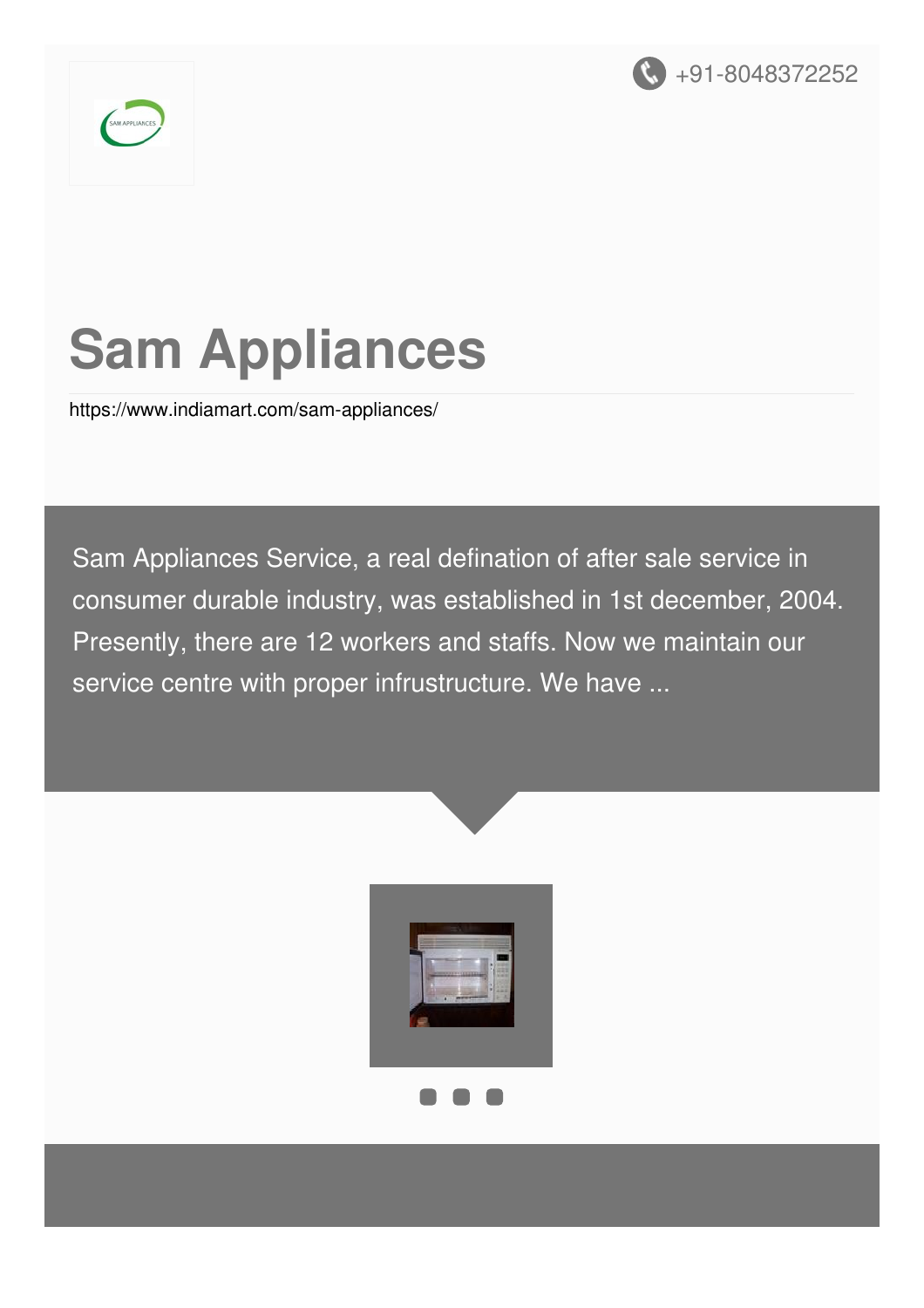+91-8048372252

# Sam Appliances

https://www.indiamart.com/sam-appliances/

Sam Appliances Service, a real defination of after sale service in consumer durable industry, was established in 1st december, 2004. Presently, there are 12 workers and staffs. Now we maintain our service centre with proper infrustructure. We have ...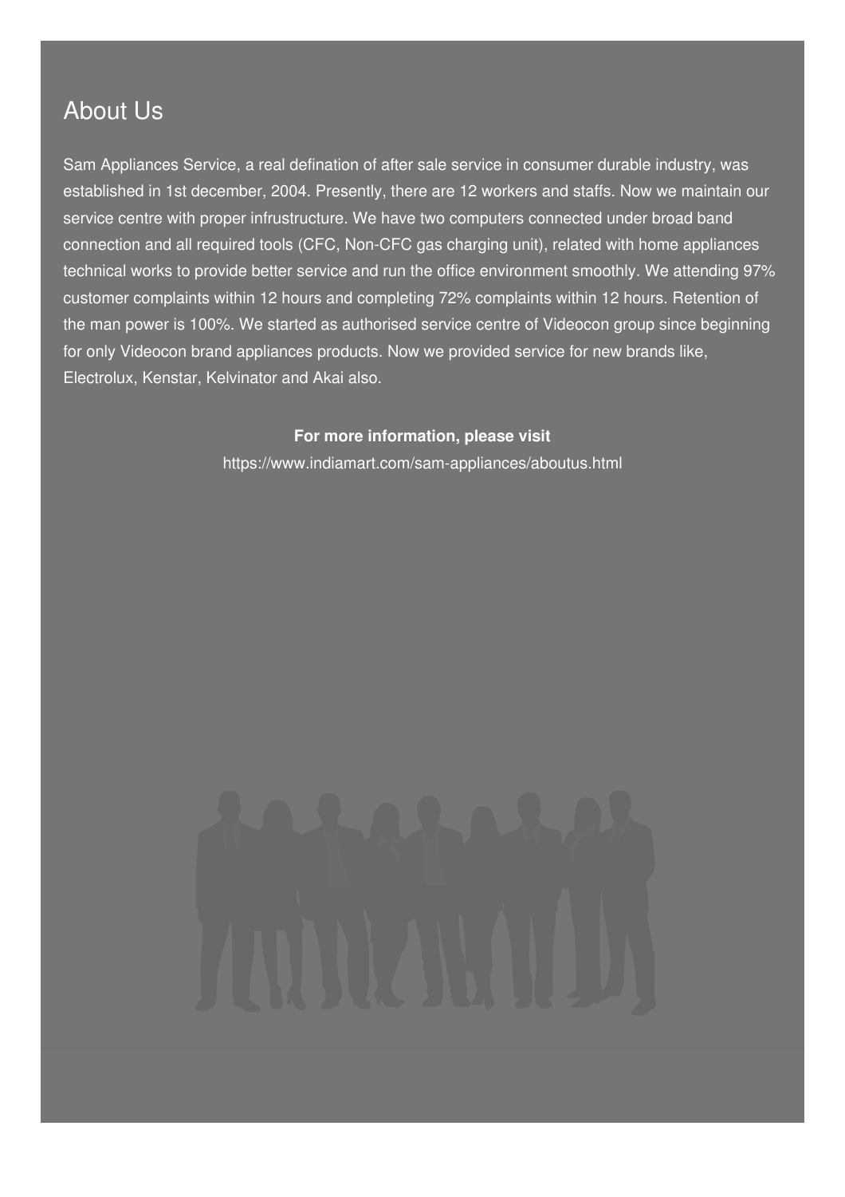## About Us

Sam Appliances Service, a real defination of after sale service in consumer durable industry, was established in 1st december, 2004. Presently, there are 12 workers and staffs. Now we maintain our service centre with proper infrustructure. We have two computers connected under broad band connection and all required tools (CFC, Non-CFC gas charging unit), related with home appliances technical works to provide better service and run the office environment smoothly. We attending 97% customer complaints within 12 hours and completing 72% complaints within 12 hours. Retention of the man power is 100%. We started as authorised service centre of Videocon group since beginning for only Videocon brand appliances products. Now we provided service for new brands like, Electrolux, Kenstar, Kelvinator and Akai also.

**For more information, please visit**

https://www.indiamart.com/sam-appliances/aboutus.html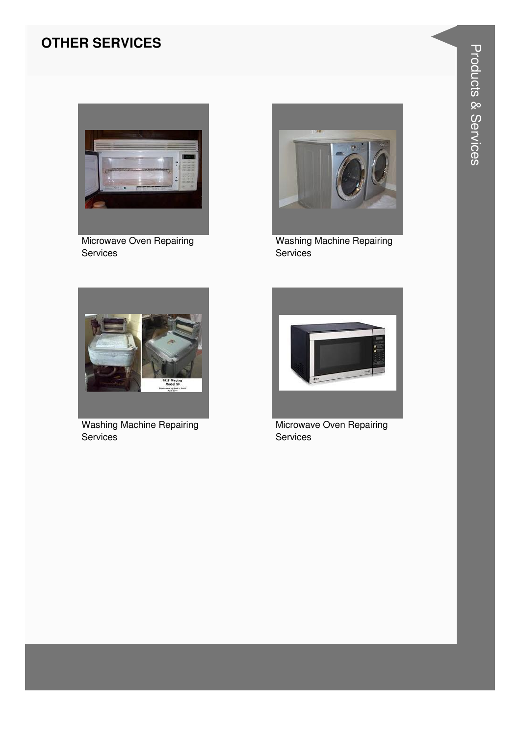## OTHER SERVICES

Microwave Oven Repairing Services

Washing Machine Repairing Services

Washing Machine Repairing Services

Microwave Oven Repairing Services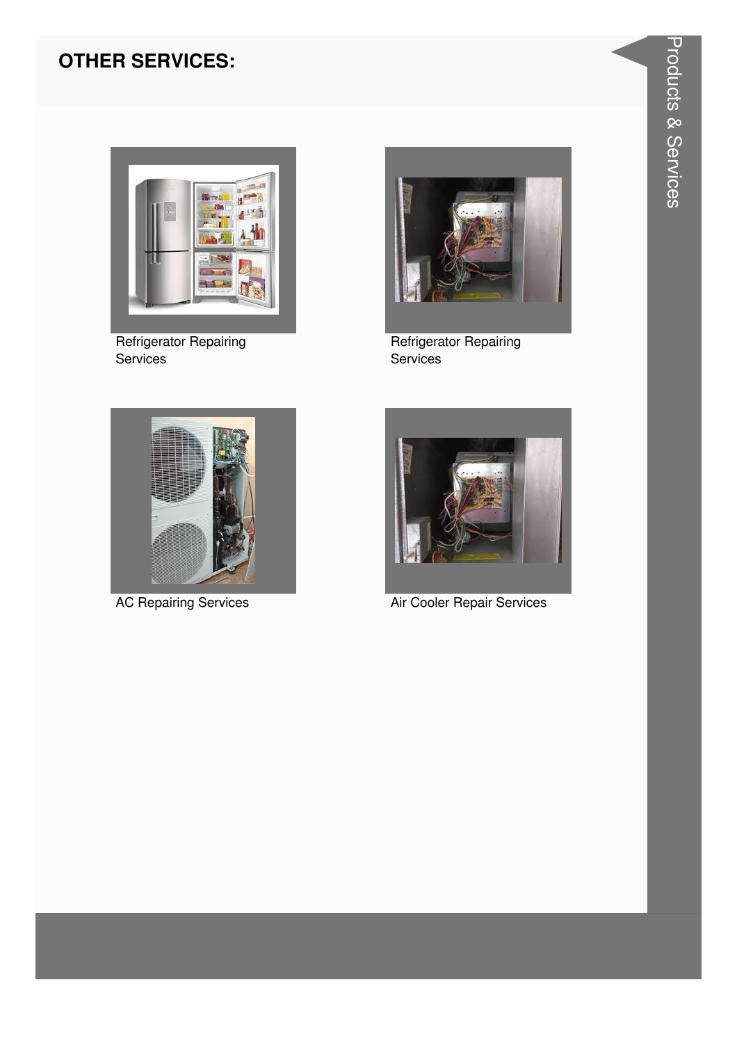## OTHER SERVICES:

Refrigerator Repairing Services

Refrigerator Repairing Services

AC Repairing Services

Air Cooler Repair Services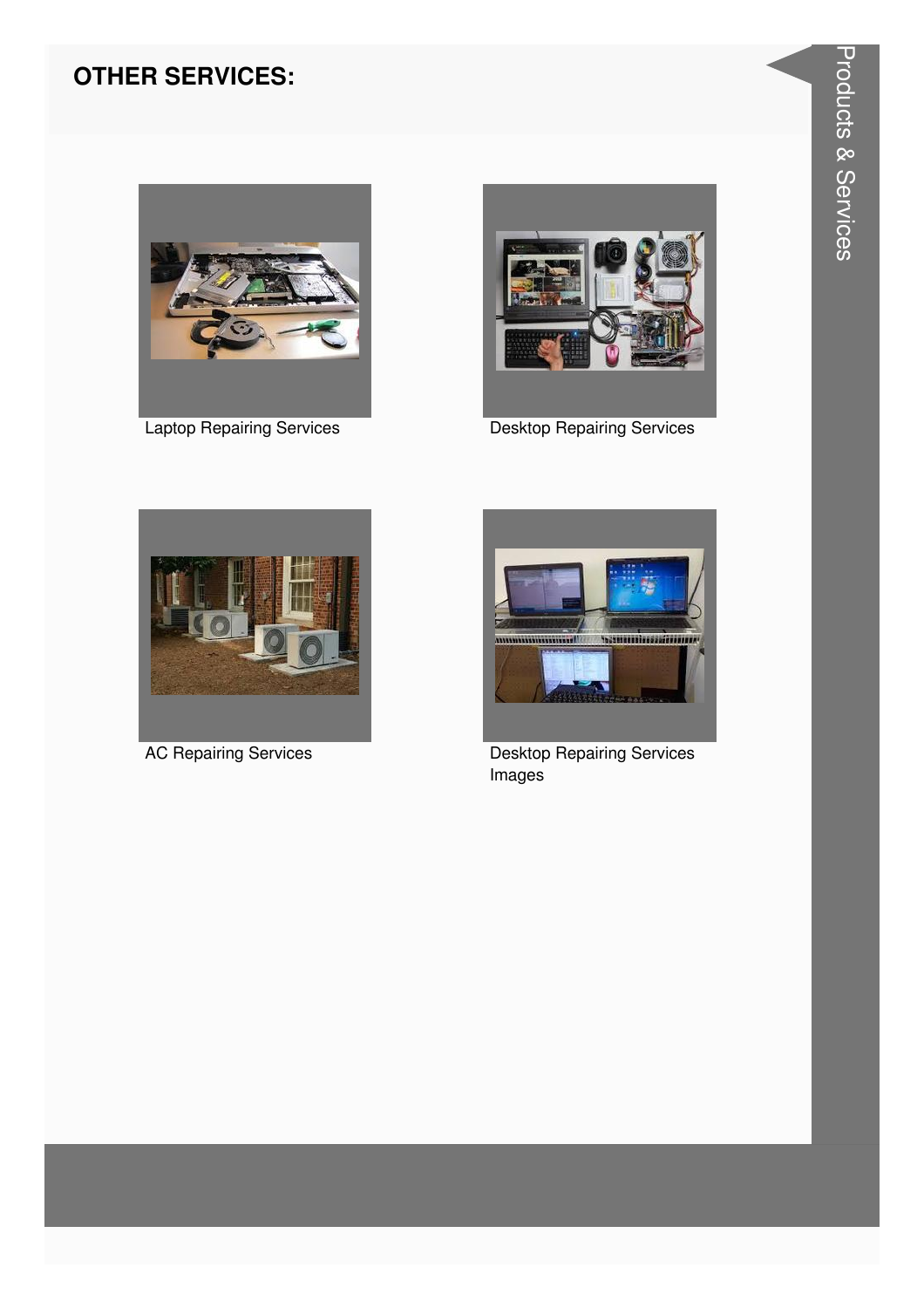## OTHER SERVICES:

Laptop Repairing Services

Desktop Repairing Services

AC Repairing Services

Desktop Repairing Services Images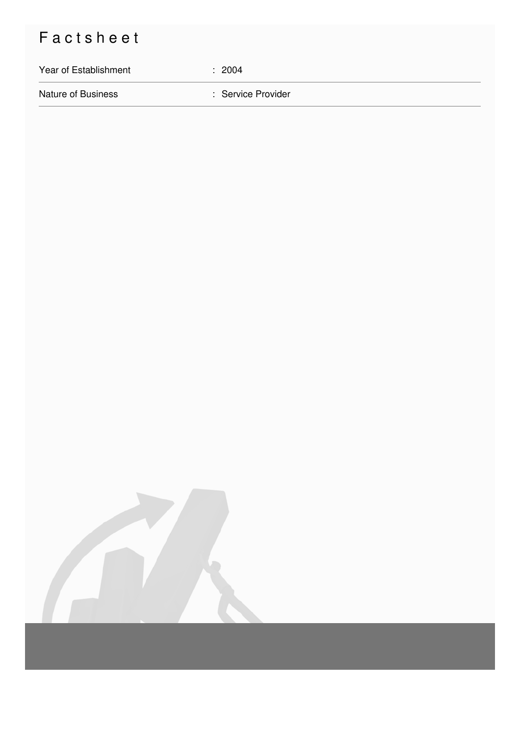# Factsheet

| | |
|---|---|
| Year of Establishment | : 2004 |
| Nature of Business | : Service Provider |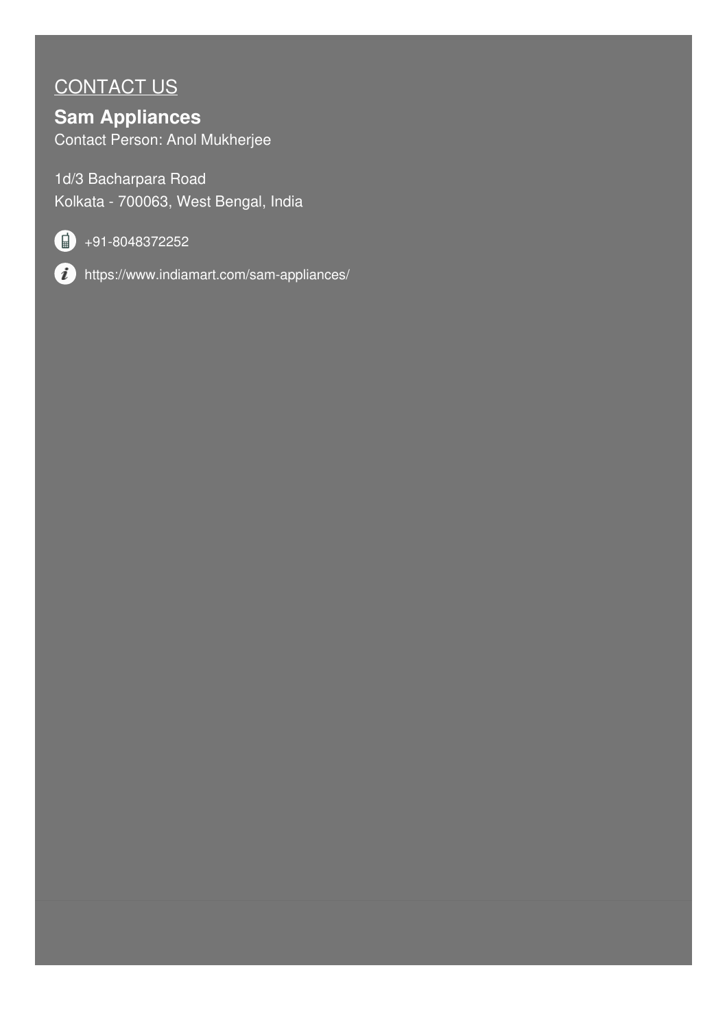## CONTACT US

### Sam Appliances

Contact Person: Anol Mukherjee

1d/3 Bacharpara Road
Kolkata - 700063, West Bengal, India

+91-8048372252

https://www.indiamart.com/sam-appliances/